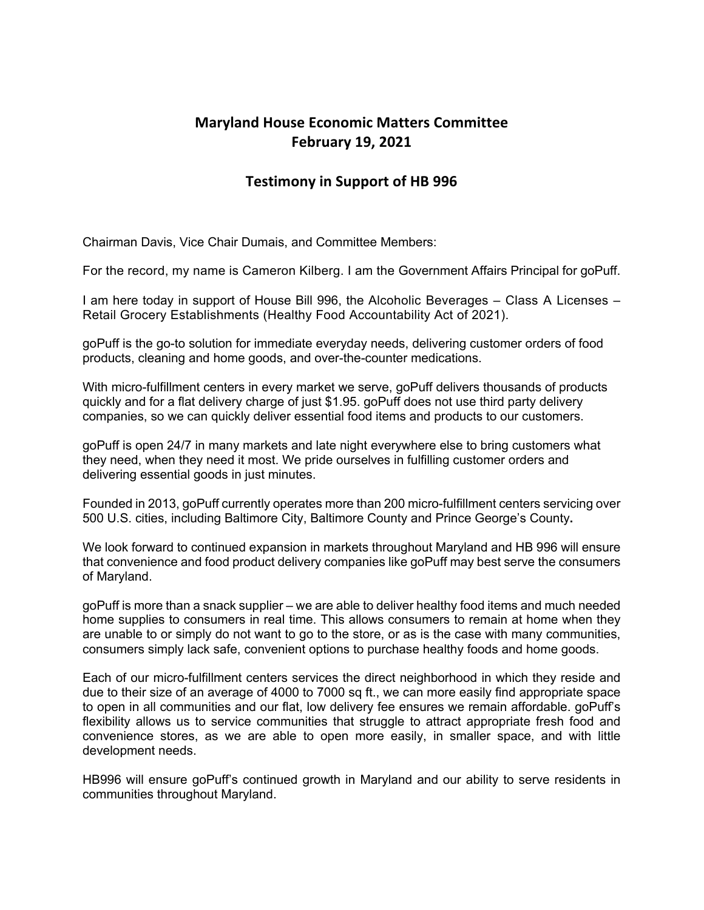# Maryland House Economic Matters Committee
# February 19, 2021

## Testimony in Support of HB 996

Chairman Davis, Vice Chair Dumais, and Committee Members:

For the record, my name is Cameron Kilberg. I am the Government Affairs Principal for goPuff.

I am here today in support of House Bill 996, the Alcoholic Beverages – Class A Licenses – Retail Grocery Establishments (Healthy Food Accountability Act of 2021).

goPuff is the go-to solution for immediate everyday needs, delivering customer orders of food products, cleaning and home goods, and over-the-counter medications.

With micro-fulfillment centers in every market we serve, goPuff delivers thousands of products quickly and for a flat delivery charge of just $1.95. goPuff does not use third party delivery companies, so we can quickly deliver essential food items and products to our customers.

goPuff is open 24/7 in many markets and late night everywhere else to bring customers what they need, when they need it most. We pride ourselves in fulfilling customer orders and delivering essential goods in just minutes.

Founded in 2013, goPuff currently operates more than 200 micro-fulfillment centers servicing over 500 U.S. cities, including Baltimore City, Baltimore County and Prince George's County**.**

We look forward to continued expansion in markets throughout Maryland and HB 996 will ensure that convenience and food product delivery companies like goPuff may best serve the consumers of Maryland.

goPuff is more than a snack supplier – we are able to deliver healthy food items and much needed home supplies to consumers in real time. This allows consumers to remain at home when they are unable to or simply do not want to go to the store, or as is the case with many communities, consumers simply lack safe, convenient options to purchase healthy foods and home goods.

Each of our micro-fulfillment centers services the direct neighborhood in which they reside and due to their size of an average of 4000 to 7000 sq ft., we can more easily find appropriate space to open in all communities and our flat, low delivery fee ensures we remain affordable. goPuff's flexibility allows us to service communities that struggle to attract appropriate fresh food and convenience stores, as we are able to open more easily, in smaller space, and with little development needs.

HB996 will ensure goPuff's continued growth in Maryland and our ability to serve residents in communities throughout Maryland.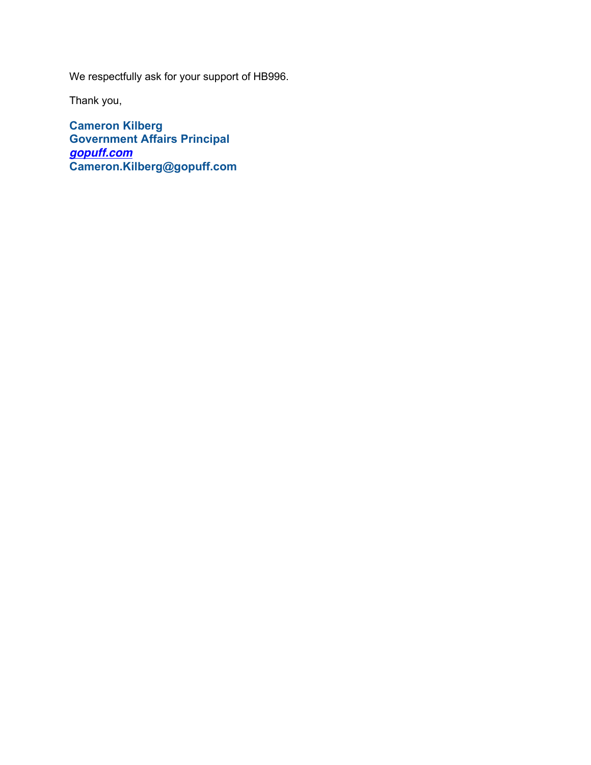We respectfully ask for your support of HB996.

Thank you,

**Cameron Kilberg**
**Government Affairs Principal**
***gopuff.com***
**Cameron.Kilberg@gopuff.com**